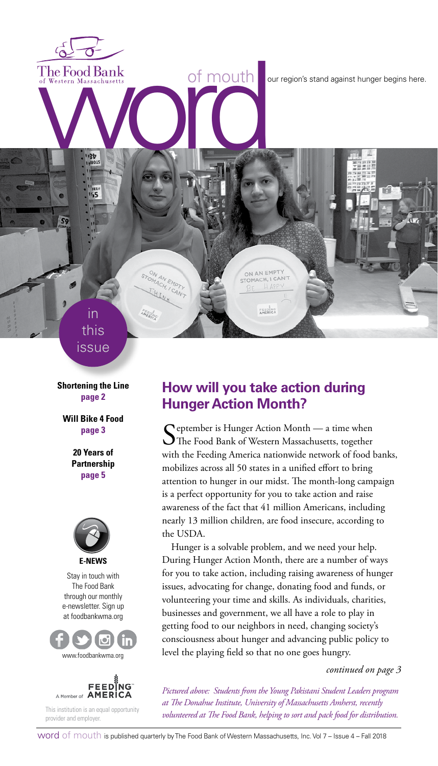The Food Bank of Western Massachusetts

# word of mouth

our region's stand against hunger begins here.

## in this issue

**Shortening the Line**
**page 2**

**Will Bike 4 Food**
**page 3**

**20 Years of Partnership**
**page 5**

**E-NEWS**

Stay in touch with The Food Bank through our monthly e-newsletter. Sign up at foodbankwma.org

www.foodbankwma.org

A Member of FEEDING AMERICA

This institution is an equal opportunity provider and employer.

## How will you take action during Hunger Action Month?

September is Hunger Action Month — a time when The Food Bank of Western Massachusetts, together with the Feeding America nationwide network of food banks, mobilizes across all 50 states in a unified effort to bring attention to hunger in our midst. The month-long campaign is a perfect opportunity for you to take action and raise awareness of the fact that 41 million Americans, including nearly 13 million children, are food insecure, according to the USDA.

Hunger is a solvable problem, and we need your help. During Hunger Action Month, there are a number of ways for you to take action, including raising awareness of hunger issues, advocating for change, donating food and funds, or volunteering your time and skills. As individuals, charities, businesses and government, we all have a role to play in getting food to our neighbors in need, changing society's consciousness about hunger and advancing public policy to level the playing field so that no one goes hungry.

*continued on page 3*

*Pictured above: Students from the Young Pakistani Student Leaders program at The Donahue Institute, University of Massachusetts Amherst, recently volunteered at The Food Bank, helping to sort and pack food for distribution.*

word of mouth is published quarterly by The Food Bank of Western Massachusetts, Inc. Vol 7 – Issue 4 – Fall 2018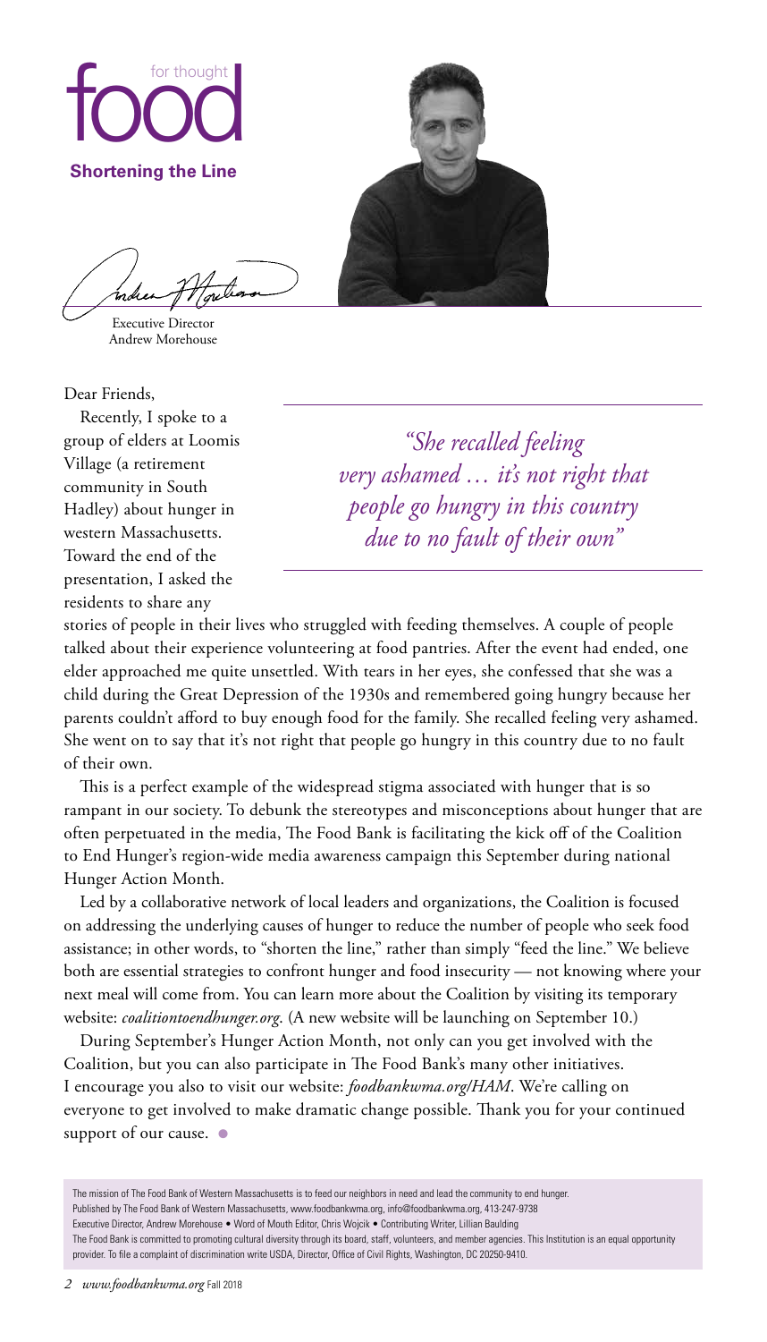# food for thought

**Shortening the Line**

Executive Director
Andrew Morehouse

Dear Friends,

Recently, I spoke to a group of elders at Loomis Village (a retirement community in South Hadley) about hunger in western Massachusetts. Toward the end of the presentation, I asked the residents to share any stories of people in their lives who struggled with feeding themselves. A couple of people talked about their experience volunteering at food pantries. After the event had ended, one elder approached me quite unsettled. With tears in her eyes, she confessed that she was a child during the Great Depression of the 1930s and remembered going hungry because her parents couldn't afford to buy enough food for the family. She recalled feeling very ashamed. She went on to say that it's not right that people go hungry in this country due to no fault of their own.

> *"She recalled feeling very ashamed … it's not right that people go hungry in this country due to no fault of their own"*

This is a perfect example of the widespread stigma associated with hunger that is so rampant in our society. To debunk the stereotypes and misconceptions about hunger that are often perpetuated in the media, The Food Bank is facilitating the kick off of the Coalition to End Hunger's region-wide media awareness campaign this September during national Hunger Action Month.

Led by a collaborative network of local leaders and organizations, the Coalition is focused on addressing the underlying causes of hunger to reduce the number of people who seek food assistance; in other words, to "shorten the line," rather than simply "feed the line." We believe both are essential strategies to confront hunger and food insecurity — not knowing where your next meal will come from. You can learn more about the Coalition by visiting its temporary website: *coalitiontoendhunger.org*. (A new website will be launching on September 10.)

During September's Hunger Action Month, not only can you get involved with the Coalition, but you can also participate in The Food Bank's many other initiatives. I encourage you also to visit our website: *foodbankwma.org/HAM*. We're calling on everyone to get involved to make dramatic change possible. Thank you for your continued support of our cause.

---

The mission of The Food Bank of Western Massachusetts is to feed our neighbors in need and lead the community to end hunger.
Published by The Food Bank of Western Massachusetts, www.foodbankwma.org, info@foodbankwma.org, 413-247-9738
Executive Director, Andrew Morehouse • Word of Mouth Editor, Chris Wojcik • Contributing Writer, Lillian Baulding
The Food Bank is committed to promoting cultural diversity through its board, staff, volunteers, and member agencies. This Institution is an equal opportunity provider. To file a complaint of discrimination write USDA, Director, Office of Civil Rights, Washington, DC 20250-9410.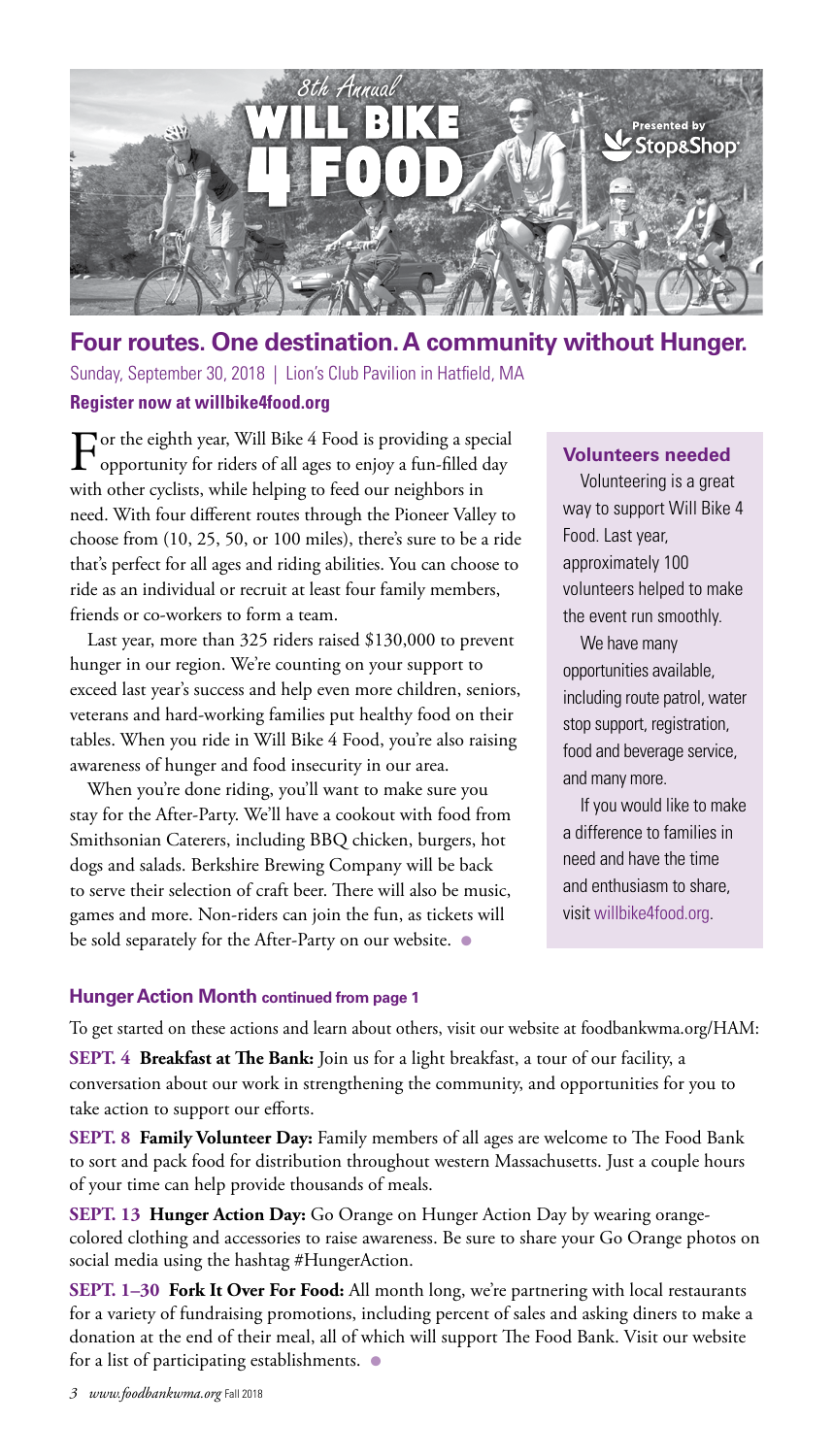# 8th Annual WILL BIKE 4 FOOD

Presented by Stop&Shop

## Four routes. One destination. A community without Hunger.

Sunday, September 30, 2018 | Lion's Club Pavilion in Hatfield, MA

**Register now at willbike4food.org**

For the eighth year, Will Bike 4 Food is providing a special opportunity for riders of all ages to enjoy a fun-filled day with other cyclists, while helping to feed our neighbors in need. With four different routes through the Pioneer Valley to choose from (10, 25, 50, or 100 miles), there's sure to be a ride that's perfect for all ages and riding abilities. You can choose to ride as an individual or recruit at least four family members, friends or co-workers to form a team.

Last year, more than 325 riders raised $130,000 to prevent hunger in our region. We're counting on your support to exceed last year's success and help even more children, seniors, veterans and hard-working families put healthy food on their tables. When you ride in Will Bike 4 Food, you're also raising awareness of hunger and food insecurity in our area.

When you're done riding, you'll want to make sure you stay for the After-Party. We'll have a cookout with food from Smithsonian Caterers, including BBQ chicken, burgers, hot dogs and salads. Berkshire Brewing Company will be back to serve their selection of craft beer. There will also be music, games and more. Non-riders can join the fun, as tickets will be sold separately for the After-Party on our website.

### Volunteers needed

Volunteering is a great way to support Will Bike 4 Food. Last year, approximately 100 volunteers helped to make the event run smoothly.

We have many opportunities available, including route patrol, water stop support, registration, food and beverage service, and many more.

If you would like to make a difference to families in need and have the time and enthusiasm to share, visit willbike4food.org.

### Hunger Action Month continued from page 1

To get started on these actions and learn about others, visit our website at foodbankwma.org/HAM:

**SEPT. 4 Breakfast at The Bank:** Join us for a light breakfast, a tour of our facility, a conversation about our work in strengthening the community, and opportunities for you to take action to support our efforts.

**SEPT. 8 Family Volunteer Day:** Family members of all ages are welcome to The Food Bank to sort and pack food for distribution throughout western Massachusetts. Just a couple hours of your time can help provide thousands of meals.

**SEPT. 13 Hunger Action Day:** Go Orange on Hunger Action Day by wearing orange-colored clothing and accessories to raise awareness. Be sure to share your Go Orange photos on social media using the hashtag #HungerAction.

**SEPT. 1–30 Fork It Over For Food:** All month long, we're partnering with local restaurants for a variety of fundraising promotions, including percent of sales and asking diners to make a donation at the end of their meal, all of which will support The Food Bank. Visit our website for a list of participating establishments.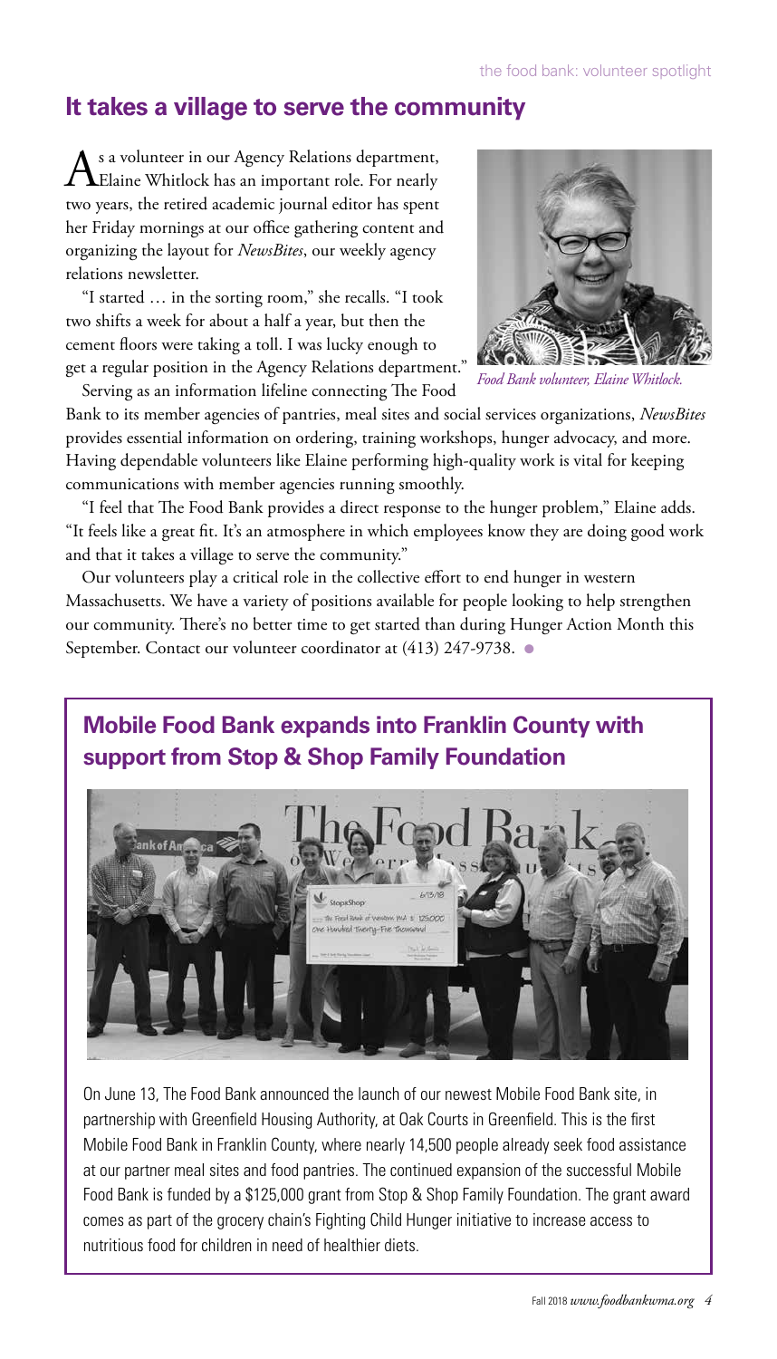## It takes a village to serve the community

As a volunteer in our Agency Relations department, Elaine Whitlock has an important role. For nearly two years, the retired academic journal editor has spent her Friday mornings at our office gathering content and organizing the layout for *NewsBites*, our weekly agency relations newsletter.

"I started … in the sorting room," she recalls. "I took two shifts a week for about a half a year, but then the cement floors were taking a toll. I was lucky enough to get a regular position in the Agency Relations department."

*Food Bank volunteer, Elaine Whitlock.*

Serving as an information lifeline connecting The Food Bank to its member agencies of pantries, meal sites and social services organizations, *NewsBites* provides essential information on ordering, training workshops, hunger advocacy, and more. Having dependable volunteers like Elaine performing high-quality work is vital for keeping communications with member agencies running smoothly.

"I feel that The Food Bank provides a direct response to the hunger problem," Elaine adds. "It feels like a great fit. It's an atmosphere in which employees know they are doing good work and that it takes a village to serve the community."

Our volunteers play a critical role in the collective effort to end hunger in western Massachusetts. We have a variety of positions available for people looking to help strengthen our community. There's no better time to get started than during Hunger Action Month this September. Contact our volunteer coordinator at (413) 247-9738.

## Mobile Food Bank expands into Franklin County with support from Stop & Shop Family Foundation

On June 13, The Food Bank announced the launch of our newest Mobile Food Bank site, in partnership with Greenfield Housing Authority, at Oak Courts in Greenfield. This is the first Mobile Food Bank in Franklin County, where nearly 14,500 people already seek food assistance at our partner meal sites and food pantries. The continued expansion of the successful Mobile Food Bank is funded by a $125,000 grant from Stop & Shop Family Foundation. The grant award comes as part of the grocery chain's Fighting Child Hunger initiative to increase access to nutritious food for children in need of healthier diets.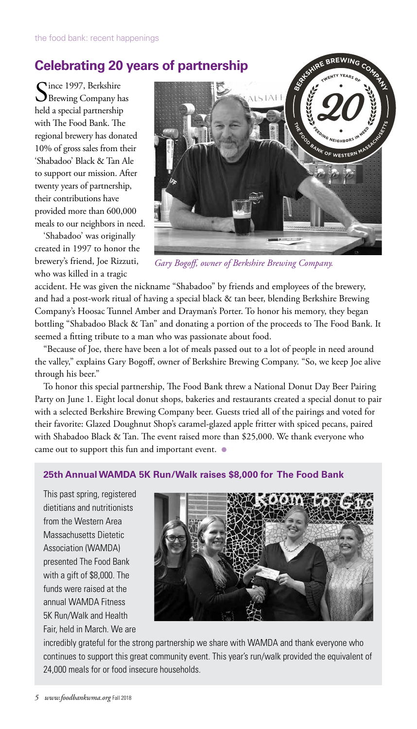## Celebrating 20 years of partnership

Since 1997, Berkshire Brewing Company has held a special partnership with The Food Bank. The regional brewery has donated 10% of gross sales from their 'Shabadoo' Black & Tan Ale to support our mission. After twenty years of partnership, their contributions have provided more than 600,000 meals to our neighbors in need.

'Shabadoo' was originally created in 1997 to honor the brewery's friend, Joe Rizzuti, who was killed in a tragic accident. He was given the nickname "Shabadoo" by friends and employees of the brewery, and had a post-work ritual of having a special black & tan beer, blending Berkshire Brewing Company's Hoosac Tunnel Amber and Drayman's Porter. To honor his memory, they began bottling "Shabadoo Black & Tan" and donating a portion of the proceeds to The Food Bank. It seemed a fitting tribute to a man who was passionate about food.

*Gary Bogoff, owner of Berkshire Brewing Company.*

"Because of Joe, there have been a lot of meals passed out to a lot of people in need around the valley," explains Gary Bogoff, owner of Berkshire Brewing Company. "So, we keep Joe alive through his beer."

To honor this special partnership, The Food Bank threw a National Donut Day Beer Pairing Party on June 1. Eight local donut shops, bakeries and restaurants created a special donut to pair with a selected Berkshire Brewing Company beer. Guests tried all of the pairings and voted for their favorite: Glazed Doughnut Shop's caramel-glazed apple fritter with spiced pecans, paired with Shabadoo Black & Tan. The event raised more than $25,000. We thank everyone who came out to support this fun and important event.

### 25th Annual WAMDA 5K Run/Walk raises $8,000 for The Food Bank

This past spring, registered dietitians and nutritionists from the Western Area Massachusetts Dietetic Association (WAMDA) presented The Food Bank with a gift of $8,000. The funds were raised at the annual WAMDA Fitness 5K Run/Walk and Health Fair, held in March. We are incredibly grateful for the strong partnership we share with WAMDA and thank everyone who continues to support this great community event. This year's run/walk provided the equivalent of 24,000 meals for or food insecure households.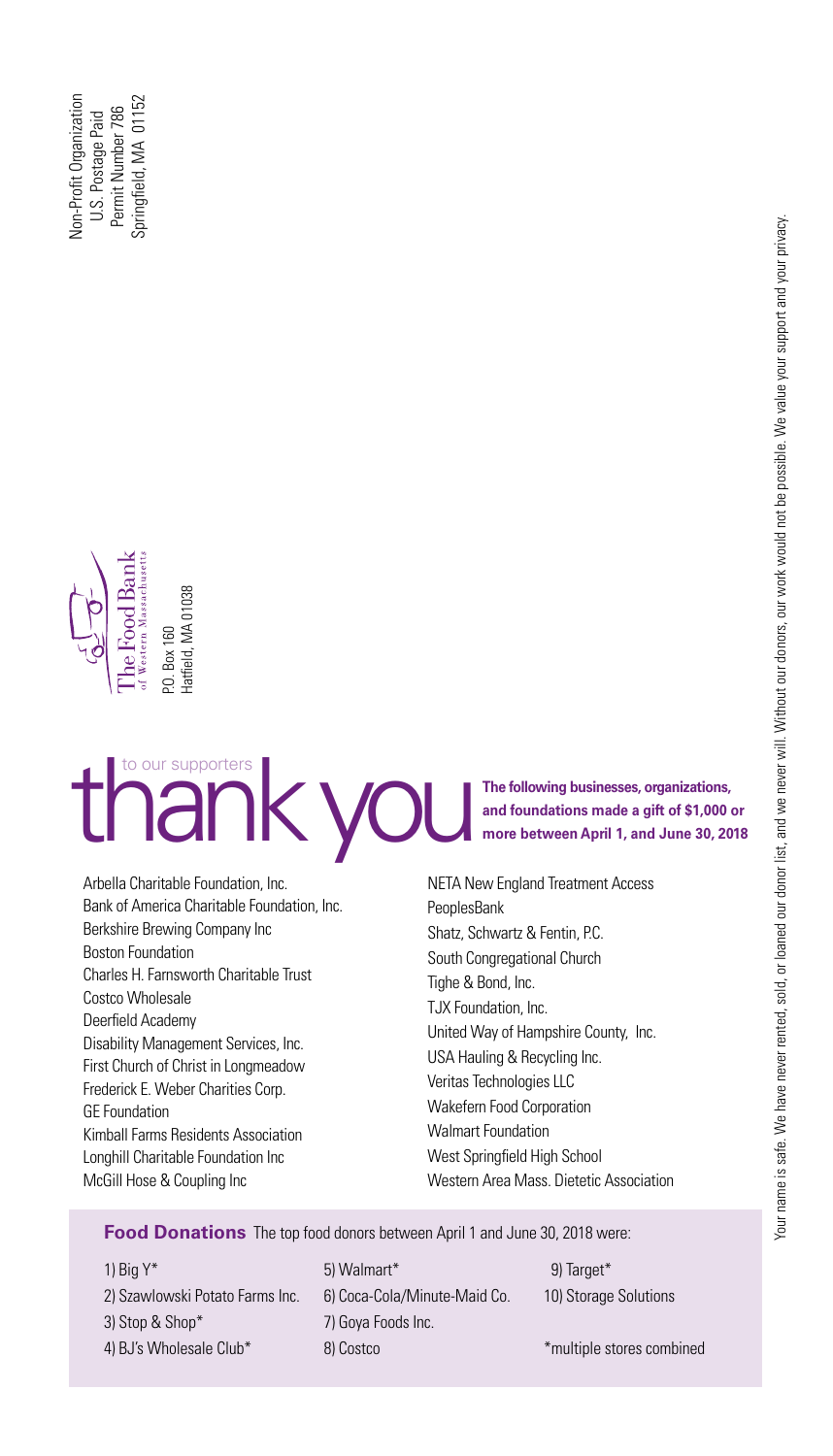Non-Profit Organization
U.S. Postage Paid
Permit Number 786
Springfield, MA 01152

The Food Bank of Western Massachusetts
P.O. Box 160
Hatfield, MA 01038

# thank you to our supporters

**The following businesses, organizations, and foundations made a gift of $1,000 or more between April 1, and June 30, 2018**

Arbella Charitable Foundation, Inc.
Bank of America Charitable Foundation, Inc.
Berkshire Brewing Company Inc
Boston Foundation
Charles H. Farnsworth Charitable Trust
Costco Wholesale
Deerfield Academy
Disability Management Services, Inc.
First Church of Christ in Longmeadow
Frederick E. Weber Charities Corp.
GE Foundation
Kimball Farms Residents Association
Longhill Charitable Foundation Inc
McGill Hose & Coupling Inc
NETA New England Treatment Access
PeoplesBank
Shatz, Schwartz & Fentin, P.C.
South Congregational Church
Tighe & Bond, Inc.
TJX Foundation, Inc.
United Way of Hampshire County, Inc.
USA Hauling & Recycling Inc.
Veritas Technologies LLC
Wakefern Food Corporation
Walmart Foundation
West Springfield High School
Western Area Mass. Dietetic Association

**Food Donations** The top food donors between April 1 and June 30, 2018 were:

1) Big Y*
2) Szawlowski Potato Farms Inc.
3) Stop & Shop*
4) BJ's Wholesale Club*
5) Walmart*
6) Coca-Cola/Minute-Maid Co.
7) Goya Foods Inc.
8) Costco
9) Target*
10) Storage Solutions

*multiple stores combined

Your name is safe. We have never rented, sold, or loaned our donor list, and we never will. Without our donors, our work would not be possible. We value your support and your privacy.